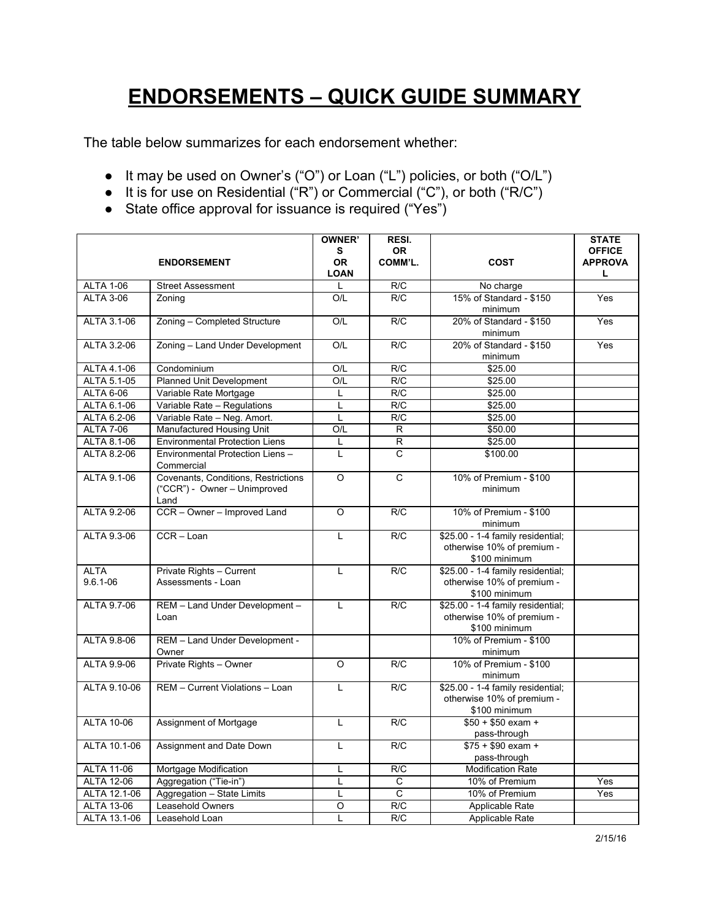# ENDORSEMENTS – QUICK GUIDE SUMMARY

The table below summarizes for each endorsement whether:

- It may be used on Owner's ("O") or Loan ("L") policies, or both ("O/L")
- It is for use on Residential ("R") or Commercial ("C"), or both ("R/C")
- State office approval for issuance is required ("Yes")

| ENDORSEMENT | | OWNER'S OR LOAN | RESI. OR COMM'L. | COST | STATE OFFICE APPROVAL |
|---|---|---|---|---|---|
| ALTA 1-06 | Street Assessment | L | R/C | No charge | |
| ALTA 3-06 | Zoning | O/L | R/C | 15% of Standard - $150 minimum | Yes |
| ALTA 3.1-06 | Zoning – Completed Structure | O/L | R/C | 20% of Standard - $150 minimum | Yes |
| ALTA 3.2-06 | Zoning – Land Under Development | O/L | R/C | 20% of Standard - $150 minimum | Yes |
| ALTA 4.1-06 | Condominium | O/L | R/C | $25.00 | |
| ALTA 5.1-05 | Planned Unit Development | O/L | R/C | $25.00 | |
| ALTA 6-06 | Variable Rate Mortgage | L | R/C | $25.00 | |
| ALTA 6.1-06 | Variable Rate – Regulations | L | R/C | $25.00 | |
| ALTA 6.2-06 | Variable Rate – Neg. Amort. | L | R/C | $25.00 | |
| ALTA 7-06 | Manufactured Housing Unit | O/L | R | $50.00 | |
| ALTA 8.1-06 | Environmental Protection Liens | L | R | $25.00 | |
| ALTA 8.2-06 | Environmental Protection Liens – Commercial | L | C | $100.00 | |
| ALTA 9.1-06 | Covenants, Conditions, Restrictions ("CCR") - Owner – Unimproved Land | O | C | 10% of Premium - $100 minimum | |
| ALTA 9.2-06 | CCR – Owner – Improved Land | O | R/C | 10% of Premium - $100 minimum | |
| ALTA 9.3-06 | CCR – Loan | L | R/C | $25.00 - 1-4 family residential; otherwise 10% of premium - $100 minimum | |
| ALTA 9.6.1-06 | Private Rights – Current Assessments - Loan | L | R/C | $25.00 - 1-4 family residential; otherwise 10% of premium - $100 minimum | |
| ALTA 9.7-06 | REM – Land Under Development – Loan | L | R/C | $25.00 - 1-4 family residential; otherwise 10% of premium - $100 minimum | |
| ALTA 9.8-06 | REM – Land Under Development - Owner | | | 10% of Premium - $100 minimum | |
| ALTA 9.9-06 | Private Rights – Owner | O | R/C | 10% of Premium - $100 minimum | |
| ALTA 9.10-06 | REM – Current Violations – Loan | L | R/C | $25.00 - 1-4 family residential; otherwise 10% of premium - $100 minimum | |
| ALTA 10-06 | Assignment of Mortgage | L | R/C | $50 + $50 exam + pass-through | |
| ALTA 10.1-06 | Assignment and Date Down | L | R/C | $75 + $90 exam + pass-through | |
| ALTA 11-06 | Mortgage Modification | L | R/C | Modification Rate | |
| ALTA 12-06 | Aggregation ("Tie-in") | L | C | 10% of Premium | Yes |
| ALTA 12.1-06 | Aggregation – State Limits | L | C | 10% of Premium | Yes |
| ALTA 13-06 | Leasehold Owners | O | R/C | Applicable Rate | |
| ALTA 13.1-06 | Leasehold Loan | L | R/C | Applicable Rate | |

2/15/16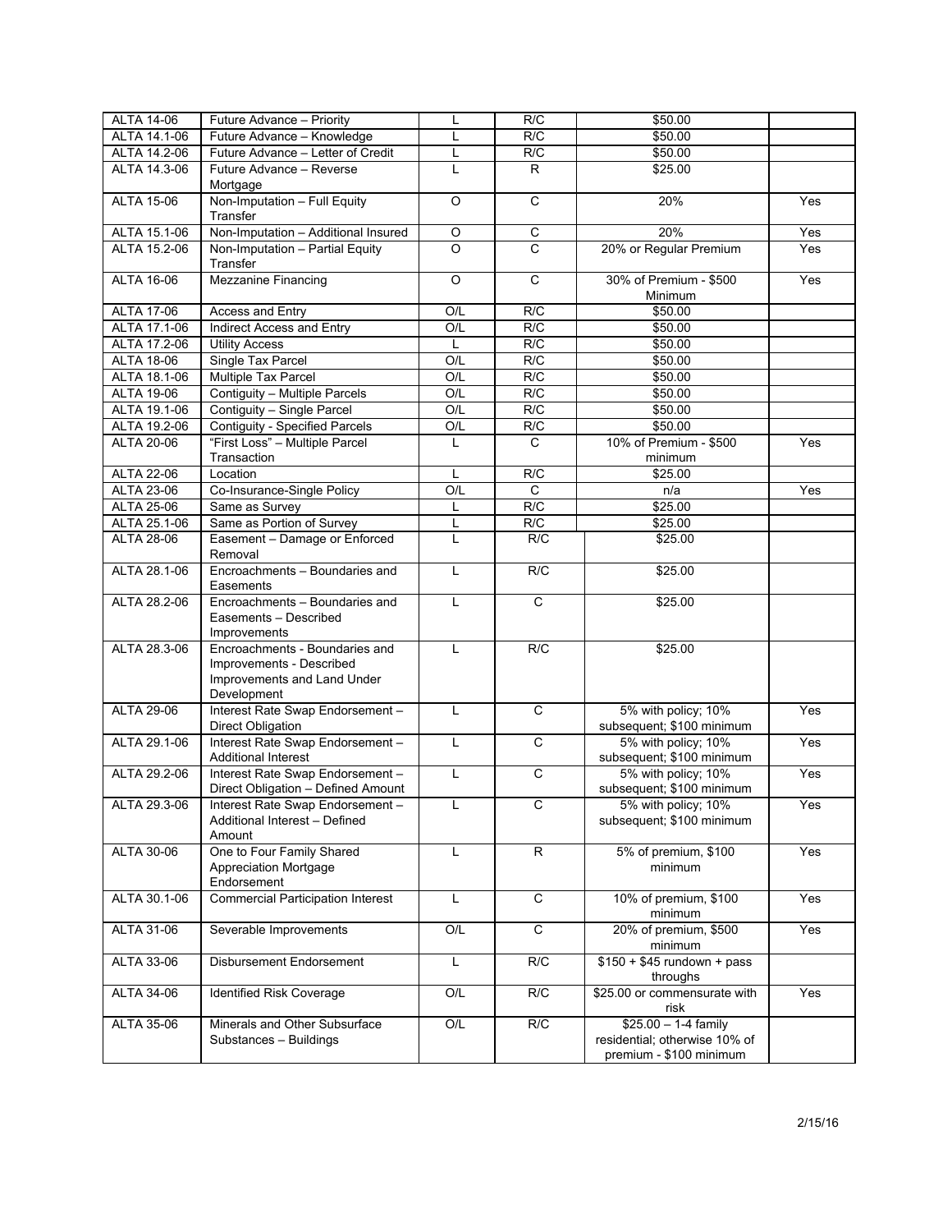| ALTA 14-06 | Future Advance – Priority | L | R/C | $50.00 | |
|---|---|---|---|---|---|
| ALTA 14.1-06 | Future Advance – Knowledge | L | R/C | $50.00 | |
| ALTA 14.2-06 | Future Advance – Letter of Credit | L | R/C | $50.00 | |
| ALTA 14.3-06 | Future Advance – Reverse Mortgage | L | R | $25.00 | |
| ALTA 15-06 | Non-Imputation – Full Equity Transfer | O | C | 20% | Yes |
| ALTA 15.1-06 | Non-Imputation – Additional Insured | O | C | 20% | Yes |
| ALTA 15.2-06 | Non-Imputation – Partial Equity Transfer | O | C | 20% or Regular Premium | Yes |
| ALTA 16-06 | Mezzanine Financing | O | C | 30% of Premium - $500 Minimum | Yes |
| ALTA 17-06 | Access and Entry | O/L | R/C | $50.00 | |
| ALTA 17.1-06 | Indirect Access and Entry | O/L | R/C | $50.00 | |
| ALTA 17.2-06 | Utility Access | L | R/C | $50.00 | |
| ALTA 18-06 | Single Tax Parcel | O/L | R/C | $50.00 | |
| ALTA 18.1-06 | Multiple Tax Parcel | O/L | R/C | $50.00 | |
| ALTA 19-06 | Contiguity – Multiple Parcels | O/L | R/C | $50.00 | |
| ALTA 19.1-06 | Contiguity – Single Parcel | O/L | R/C | $50.00 | |
| ALTA 19.2-06 | Contiguity - Specified Parcels | O/L | R/C | $50.00 | |
| ALTA 20-06 | "First Loss" – Multiple Parcel Transaction | L | C | 10% of Premium - $500 minimum | Yes |
| ALTA 22-06 | Location | L | R/C | $25.00 | |
| ALTA 23-06 | Co-Insurance-Single Policy | O/L | C | n/a | Yes |
| ALTA 25-06 | Same as Survey | L | R/C | $25.00 | |
| ALTA 25.1-06 | Same as Portion of Survey | L | R/C | $25.00 | |
| ALTA 28-06 | Easement – Damage or Enforced Removal | L | R/C | $25.00 | |
| ALTA 28.1-06 | Encroachments – Boundaries and Easements | L | R/C | $25.00 | |
| ALTA 28.2-06 | Encroachments – Boundaries and Easements – Described Improvements | L | C | $25.00 | |
| ALTA 28.3-06 | Encroachments - Boundaries and Improvements - Described Improvements and Land Under Development | L | R/C | $25.00 | |
| ALTA 29-06 | Interest Rate Swap Endorsement – Direct Obligation | L | C | 5% with policy; 10% subsequent; $100 minimum | Yes |
| ALTA 29.1-06 | Interest Rate Swap Endorsement – Additional Interest | L | C | 5% with policy; 10% subsequent; $100 minimum | Yes |
| ALTA 29.2-06 | Interest Rate Swap Endorsement – Direct Obligation – Defined Amount | L | C | 5% with policy; 10% subsequent; $100 minimum | Yes |
| ALTA 29.3-06 | Interest Rate Swap Endorsement – Additional Interest – Defined Amount | L | C | 5% with policy; 10% subsequent; $100 minimum | Yes |
| ALTA 30-06 | One to Four Family Shared Appreciation Mortgage Endorsement | L | R | 5% of premium, $100 minimum | Yes |
| ALTA 30.1-06 | Commercial Participation Interest | L | C | 10% of premium, $100 minimum | Yes |
| ALTA 31-06 | Severable Improvements | O/L | C | 20% of premium, $500 minimum | Yes |
| ALTA 33-06 | Disbursement Endorsement | L | R/C | $150 + $45 rundown + pass throughs | |
| ALTA 34-06 | Identified Risk Coverage | O/L | R/C | $25.00 or commensurate with risk | Yes |
| ALTA 35-06 | Minerals and Other Subsurface Substances – Buildings | O/L | R/C | $25.00 – 1-4 family residential; otherwise 10% of premium - $100 minimum | |

2/15/16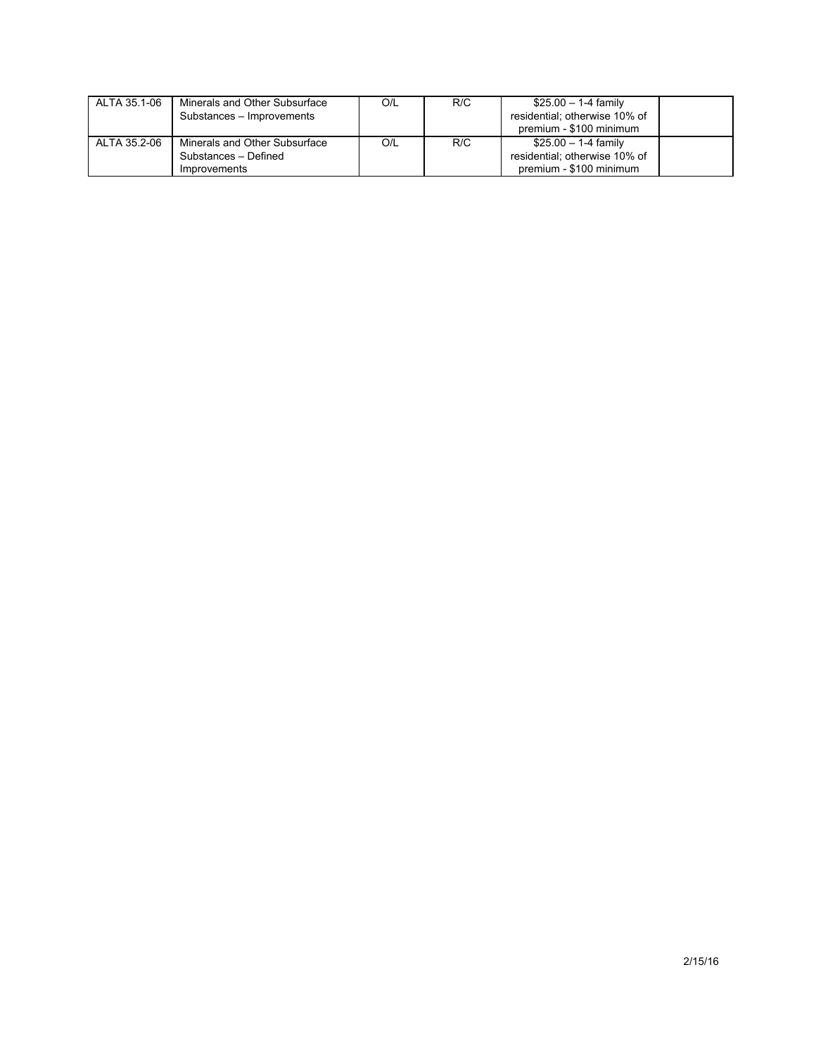| | | | | | |
|---|---|---|---|---|---|
| ALTA 35.1-06 | Minerals and Other Subsurface Substances – Improvements | O/L | R/C | $25.00 – 1-4 family residential; otherwise 10% of premium - $100 minimum | |
| ALTA 35.2-06 | Minerals and Other Subsurface Substances – Defined Improvements | O/L | R/C | $25.00 – 1-4 family residential; otherwise 10% of premium - $100 minimum | |

2/15/16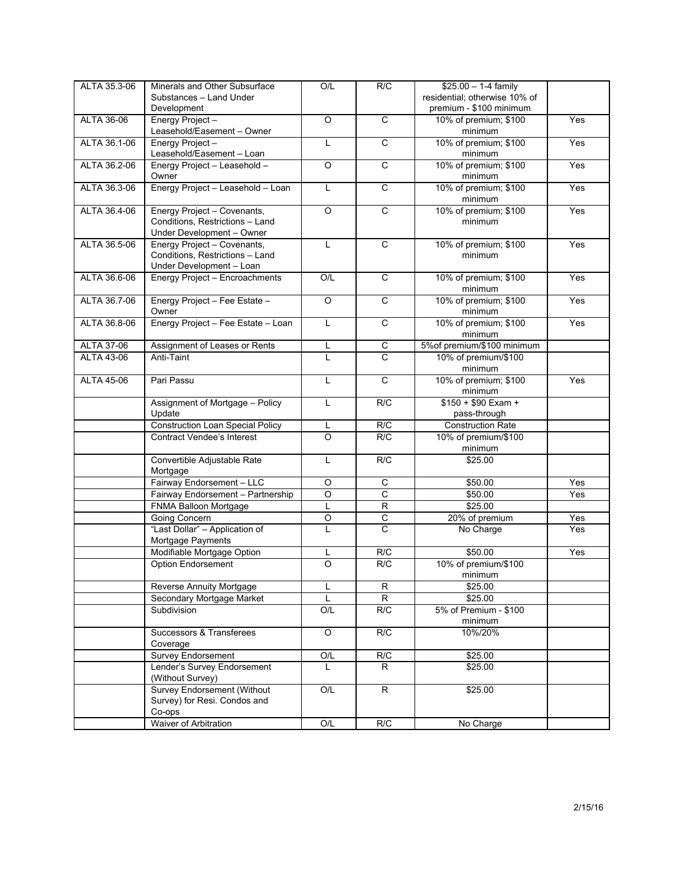| | | | | | |
|---|---|---|---|---|---|
| ALTA 35.3-06 | Minerals and Other Subsurface Substances – Land Under Development | O/L | R/C | $25.00 – 1-4 family residential; otherwise 10% of premium - $100 minimum | |
| ALTA 36-06 | Energy Project – Leasehold/Easement – Owner | O | C | 10% of premium; $100 minimum | Yes |
| ALTA 36.1-06 | Energy Project – Leasehold/Easement – Loan | L | C | 10% of premium; $100 minimum | Yes |
| ALTA 36.2-06 | Energy Project – Leasehold – Owner | O | C | 10% of premium; $100 minimum | Yes |
| ALTA 36.3-06 | Energy Project – Leasehold – Loan | L | C | 10% of premium; $100 minimum | Yes |
| ALTA 36.4-06 | Energy Project – Covenants, Conditions, Restrictions – Land Under Development – Owner | O | C | 10% of premium; $100 minimum | Yes |
| ALTA 36.5-06 | Energy Project – Covenants, Conditions, Restrictions – Land Under Development – Loan | L | C | 10% of premium; $100 minimum | Yes |
| ALTA 36.6-06 | Energy Project – Encroachments | O/L | C | 10% of premium; $100 minimum | Yes |
| ALTA 36.7-06 | Energy Project – Fee Estate – Owner | O | C | 10% of premium; $100 minimum | Yes |
| ALTA 36.8-06 | Energy Project – Fee Estate – Loan | L | C | 10% of premium; $100 minimum | Yes |
| ALTA 37-06 | Assignment of Leases or Rents | L | C | 5%of premium/$100 minimum | |
| ALTA 43-06 | Anti-Taint | L | C | 10% of premium/$100 minimum | |
| ALTA 45-06 | Pari Passu | L | C | 10% of premium; $100 minimum | Yes |
| | Assignment of Mortgage – Policy Update | L | R/C | $150 + $90 Exam + pass-through | |
| | Construction Loan Special Policy | L | R/C | Construction Rate | |
| | Contract Vendee's Interest | O | R/C | 10% of premium/$100 minimum | |
| | Convertible Adjustable Rate Mortgage | L | R/C | $25.00 | |
| | Fairway Endorsement – LLC | O | C | $50.00 | Yes |
| | Fairway Endorsement – Partnership | O | C | $50.00 | Yes |
| | FNMA Balloon Mortgage | L | R | $25.00 | |
| | Going Concern | O | C | 20% of premium | Yes |
| | "Last Dollar" – Application of Mortgage Payments | L | C | No Charge | Yes |
| | Modifiable Mortgage Option | L | R/C | $50.00 | Yes |
| | Option Endorsement | O | R/C | 10% of premium/$100 minimum | |
| | Reverse Annuity Mortgage | L | R | $25.00 | |
| | Secondary Mortgage Market | L | R | $25.00 | |
| | Subdivision | O/L | R/C | 5% of Premium - $100 minimum | |
| | Successors & Transferees Coverage | O | R/C | 10%/20% | |
| | Survey Endorsement | O/L | R/C | $25.00 | |
| | Lender's Survey Endorsement (Without Survey) | L | R | $25.00 | |
| | Survey Endorsement (Without Survey) for Resi. Condos and Co-ops | O/L | R | $25.00 | |
| | Waiver of Arbitration | O/L | R/C | No Charge | |

2/15/16